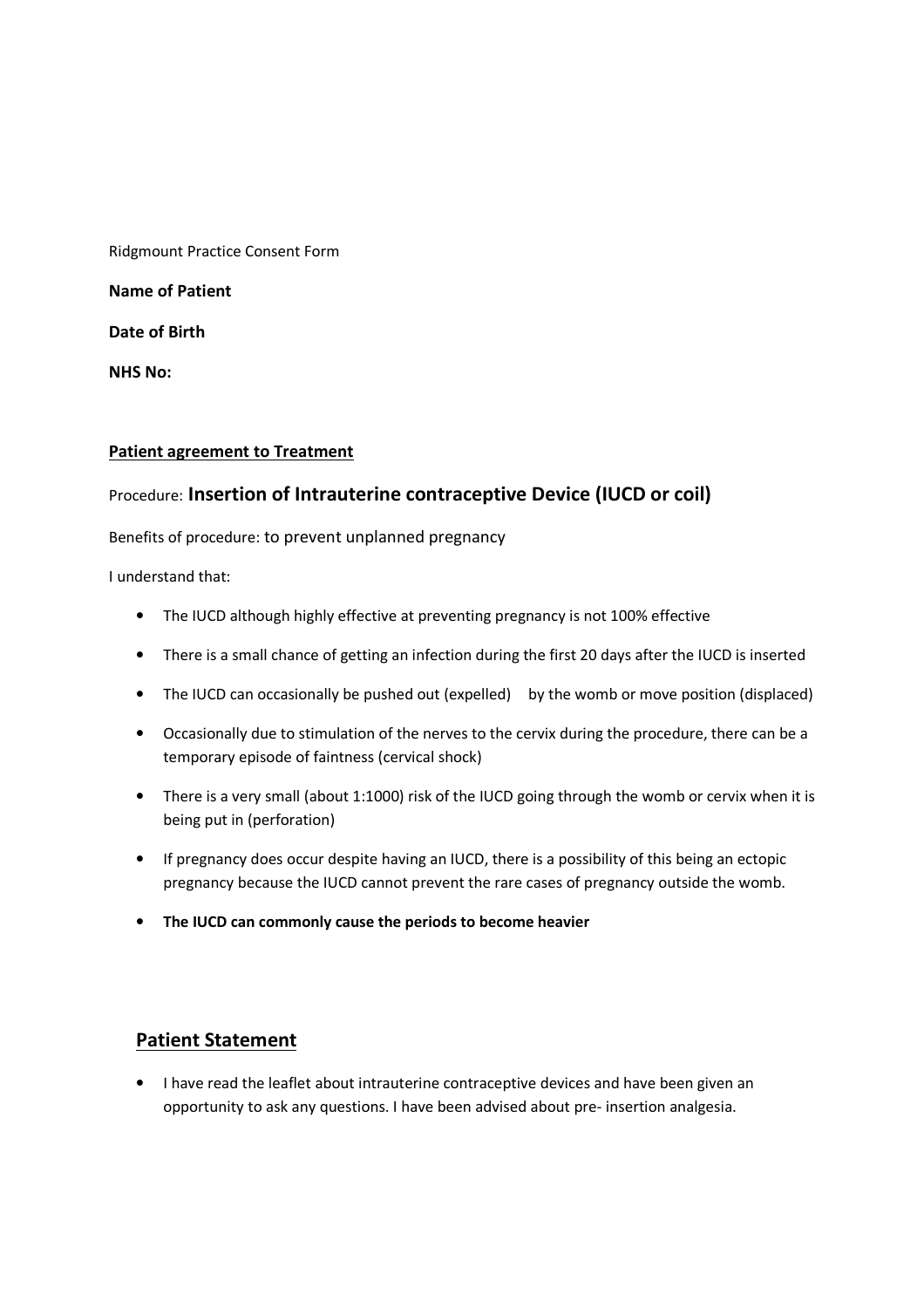Ridgmount Practice Consent Form

**Name of Patient**

**Date of Birth**

**NHS No:**

**Patient agreement to Treatment**

Procedure: **Insertion of Intrauterine contraceptive Device (IUCD or coil)**

Benefits of procedure: to prevent unplanned pregnancy

I understand that:

- The IUCD although highly effective at preventing pregnancy is not 100% effective
- There is a small chance of getting an infection during the first 20 days after the IUCD is inserted
- The IUCD can occasionally be pushed out (expelled) by the womb or move position (displaced)
- Occasionally due to stimulation of the nerves to the cervix during the procedure, there can be a temporary episode of faintness (cervical shock)
- There is a very small (about 1:1000) risk of the IUCD going through the womb or cervix when it is being put in (perforation)
- If pregnancy does occur despite having an IUCD, there is a possibility of this being an ectopic pregnancy because the IUCD cannot prevent the rare cases of pregnancy outside the womb.
- **The IUCD can commonly cause the periods to become heavier**

## Patient Statement

- I have read the leaflet about intrauterine contraceptive devices and have been given an opportunity to ask any questions. I have been advised about pre- insertion analgesia.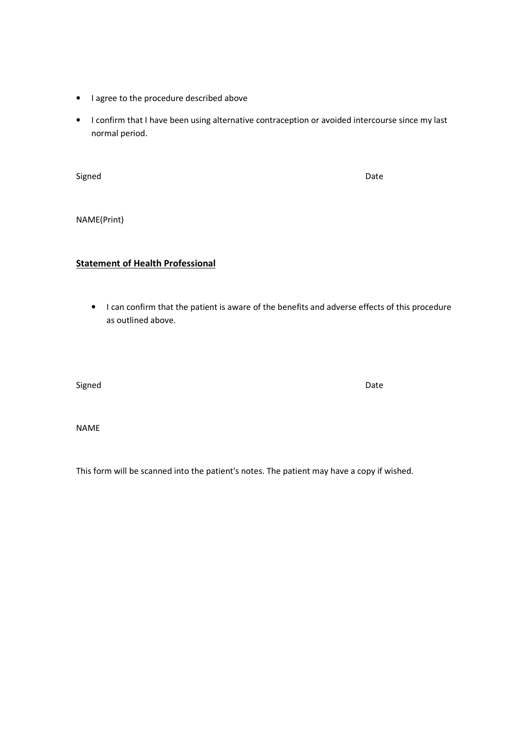- I agree to the procedure described above
- I confirm that I have been using alternative contraception or avoided intercourse since my last normal period.

Signed                                                                                    Date

NAME(Print)

**Statement of Health Professional**

- I can confirm that the patient is aware of the benefits and adverse effects of this procedure as outlined above.

Signed                                                                                    Date

NAME

This form will be scanned into the patient's notes. The patient may have a copy if wished.